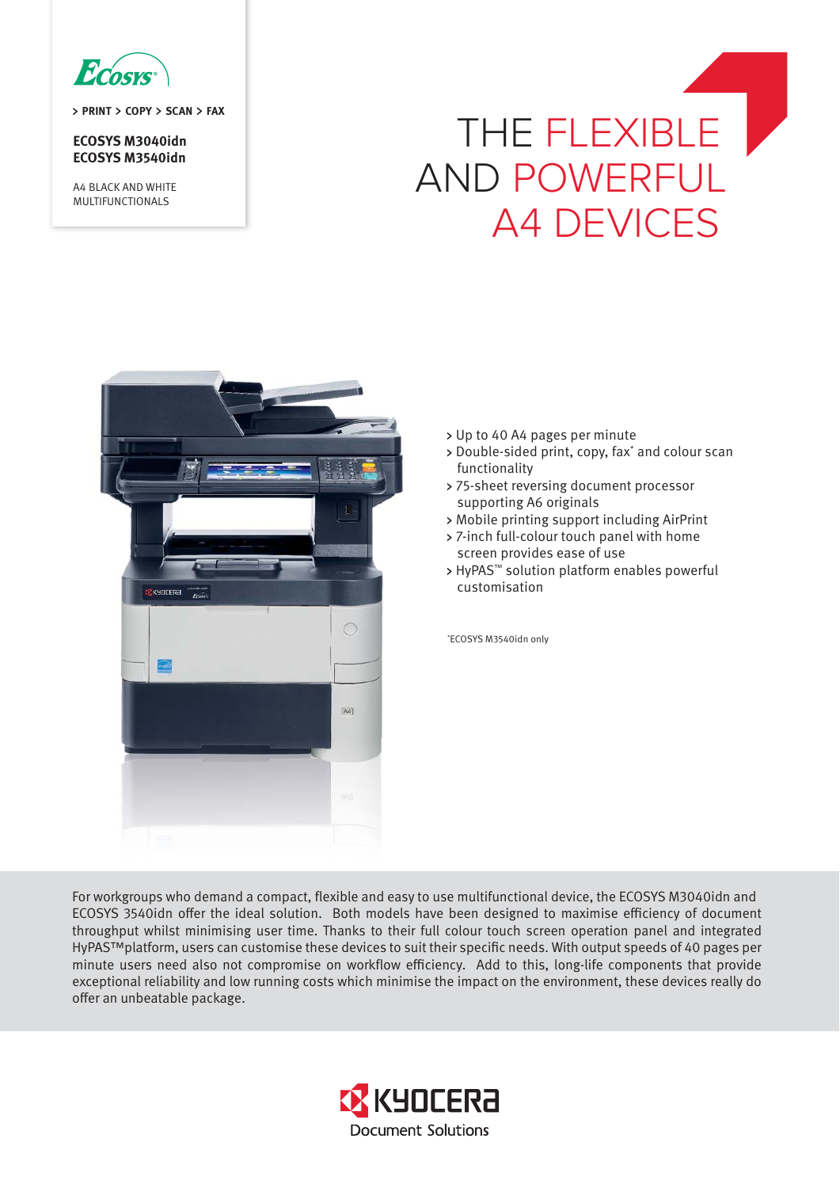ECOSYS

> PRINT > COPY > SCAN > FAX

**ECOSYS M3040idn**
**ECOSYS M3540idn**

A4 BLACK AND WHITE MULTIFUNCTIONALS

# THE FLEXIBLE AND POWERFUL A4 DEVICES

- Up to 40 A4 pages per minute
- Double-sided print, copy, fax* and colour scan functionality
- 75-sheet reversing document processor supporting A6 originals
- Mobile printing support including AirPrint
- 7-inch full-colour touch panel with home screen provides ease of use
- HyPAS™ solution platform enables powerful customisation

*ECOSYS M3540idn only

For workgroups who demand a compact, flexible and easy to use multifunctional device, the ECOSYS M3040idn and ECOSYS 3540idn offer the ideal solution. Both models have been designed to maximise efficiency of document throughput whilst minimising user time. Thanks to their full colour touch screen operation panel and integrated HyPAS™platform, users can customise these devices to suit their specific needs. With output speeds of 40 pages per minute users need also not compromise on workflow efficiency. Add to this, long-life components that provide exceptional reliability and low running costs which minimise the impact on the environment, these devices really do offer an unbeatable package.

KYOCERA Document Solutions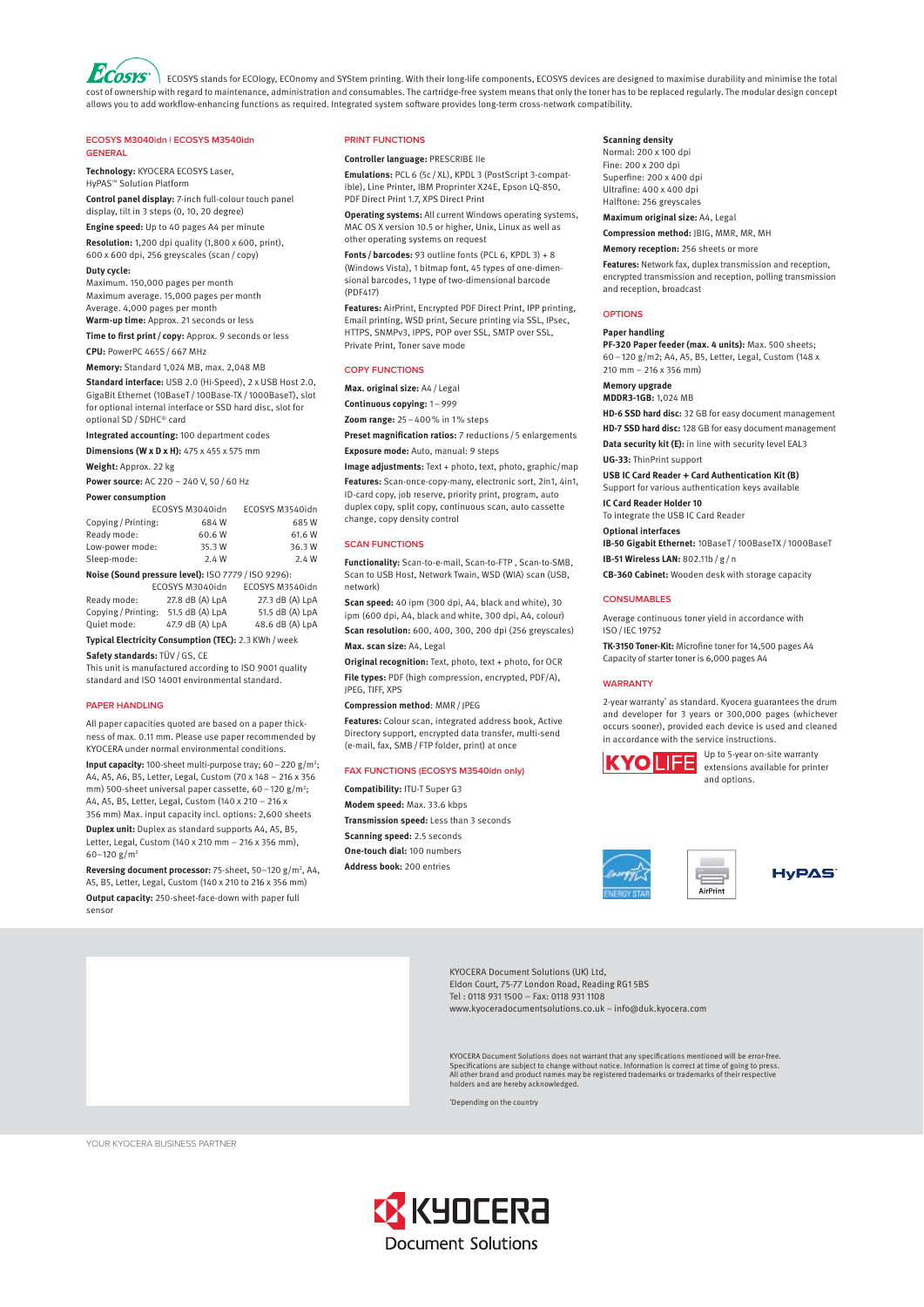ECOSYS stands for ECOlogy, ECOnomy and SYStem printing. With their long-life components, ECOSYS devices are designed to maximise durability and minimise the total cost of ownership with regard to maintenance, administration and consumables. The cartridge-free system means that only the toner has to be replaced regularly. The modular design concept allows you to add workflow-enhancing functions as required. Integrated system software provides long-term cross-network compatibility.

## ECOSYS M3040idn | ECOSYS M3540idn GENERAL

**Technology:** KYOCERA ECOSYS Laser, HyPAS™ Solution Platform

**Control panel display:** 7-inch full-colour touch panel display, tilt in 3 steps (0, 10, 20 degree)

**Engine speed:** Up to 40 pages A4 per minute

**Resolution:** 1,200 dpi quality (1,800 x 600, print), 600 x 600 dpi, 256 greyscales (scan / copy)

**Duty cycle:**
Maximum. 150,000 pages per month
Maximum average. 15,000 pages per month
Average. 4,000 pages per month

**Warm-up time:** Approx. 21 seconds or less

**Time to first print / copy:** Approx. 9 seconds or less

**CPU:** PowerPC 465S / 667 MHz

**Memory:** Standard 1,024 MB, max. 2,048 MB

**Standard interface:** USB 2.0 (Hi-Speed), 2 x USB Host 2.0, GigaBit Ethernet (10BaseT / 100Base-TX / 1000BaseT), slot for optional internal interface or SSD hard disc, slot for optional SD / SDHC® card

**Integrated accounting:** 100 department codes

**Dimensions (W x D x H):** 475 x 455 x 575 mm

**Weight:** Approx. 22 kg

**Power source:** AC 220 ~ 240 V, 50 / 60 Hz

**Power consumption**

| | ECOSYS M3040idn | ECOSYS M3540idn |
|---|---|---|
| Copying / Printing: | 684 W | 685 W |
| Ready mode: | 60.6 W | 61.6 W |
| Low-power mode: | 35.3 W | 36.3 W |
| Sleep-mode: | 2.4 W | 2.4 W |

**Noise (Sound pressure level):** ISO 7779 / ISO 9296):

| | ECOSYS M3040idn | ECOSYS M3540idn |
|---|---|---|
| Ready mode: | 27.8 dB (A) LpA | 27.3 dB (A) LpA |
| Copying / Printing: | 51.5 dB (A) LpA | 51.5 dB (A) LpA |
| Quiet mode: | 47.9 dB (A) LpA | 48.6 dB (A) LpA |

**Typical Electricity Consumption (TEC):** 2.3 KWh / week

**Safety standards:** TÜV / GS, CE

This unit is manufactured according to ISO 9001 quality standard and ISO 14001 environmental standard.

## PAPER HANDLING

All paper capacities quoted are based on a paper thickness of max. 0.11 mm. Please use paper recommended by KYOCERA under normal environmental conditions.

**Input capacity:** 100-sheet multi-purpose tray; 60 – 220 g/m²; A4, A5, A6, B5, Letter, Legal, Custom (70 x 148 – 216 x 356 mm) 500-sheet universal paper cassette, 60 – 120 g/m²; A4, A5, B5, Letter, Legal, Custom (140 x 210 – 216 x 356 mm) Max. input capacity incl. options: 2,600 sheets

**Duplex unit:** Duplex as standard supports A4, A5, B5, Letter, Legal, Custom (140 x 210 mm – 216 x 356 mm), 60–120 g/m²

**Reversing document processor:** 75-sheet, 50–120 g/m², A4, A5, B5, Letter, Legal, Custom (140 x 210 to 216 x 356 mm)

**Output capacity:** 250-sheet-face-down with paper full sensor

## PRINT FUNCTIONS

**Controller language:** PRESCRIBE IIe

**Emulations:** PCL 6 (5c / XL), KPDL 3 (PostScript 3-compatible), Line Printer, IBM Proprinter X24E, Epson LQ-850, PDF Direct Print 1.7, XPS Direct Print

**Operating systems:** All current Windows operating systems, MAC OS X version 10.5 or higher, Unix, Linux as well as other operating systems on request

**Fonts / barcodes:** 93 outline fonts (PCL 6, KPDL 3) + 8 (Windows Vista), 1 bitmap font, 45 types of one-dimensional barcodes, 1 type of two-dimensional barcode (PDF417)

**Features:** AirPrint, Encrypted PDF Direct Print, IPP printing, Email printing, WSD print, Secure printing via SSL, IPSec, HTTPS, SNMPv3, IPPS, POP over SSL, SMTP over SSL, Private Print, Toner save mode

## COPY FUNCTIONS

**Max. original size:** A4 / Legal

**Continuous copying:** 1 – 999

**Zoom range:** 25 – 400 % in 1 % steps

**Preset magnification ratios:** 7 reductions / 5 enlargements

**Exposure mode:** Auto, manual: 9 steps

**Image adjustments:** Text + photo, text, photo, graphic/map

**Features:** Scan-once-copy-many, electronic sort, 2in1, 4in1, ID-card copy, job reserve, priority print, program, auto duplex copy, split copy, continuous scan, auto cassette change, copy density control

## SCAN FUNCTIONS

**Functionality:** Scan-to-e-mail, Scan-to-FTP , Scan-to-SMB, Scan to USB Host, Network Twain, WSD (WIA) scan (USB, network)

**Scan speed:** 40 ipm (300 dpi, A4, black and white), 30 ipm (600 dpi, A4, black and white, 300 dpi, A4, colour)

**Scan resolution:** 600, 400, 300, 200 dpi (256 greyscales)

**Max. scan size:** A4, Legal

**Original recognition:** Text, photo, text + photo, for OCR

**File types:** PDF (high compression, encrypted, PDF/A), JPEG, TIFF, XPS

**Compression method**: MMR / JPEG

**Features:** Colour scan, integrated address book, Active Directory support, encrypted data transfer, multi-send (e-mail, fax, SMB / FTP folder, print) at once

## FAX FUNCTIONS (ECOSYS M3540idn only)

**Compatibility:** ITU-T Super G3

**Modem speed:** Max. 33.6 kbps

**Transmission speed:** Less than 3 seconds

**Scanning speed:** 2.5 seconds

**One-touch dial:** 100 numbers

**Address book:** 200 entries

**Scanning density**
Normal: 200 x 100 dpi
Fine: 200 x 200 dpi
Superfine: 200 x 400 dpi
Ultrafine: 400 x 400 dpi
Halftone: 256 greyscales

**Maximum original size:** A4, Legal

**Compression method:** JBIG, MMR, MR, MH

**Memory reception:** 256 sheets or more

**Features:** Network fax, duplex transmission and reception, encrypted transmission and reception, polling transmission and reception, broadcast

## OPTIONS

**Paper handling**
**PF-320 Paper feeder (max. 4 units):** Max. 500 sheets; 60 – 120 g/m2; A4, A5, B5, Letter, Legal, Custom (148 x 210 mm – 216 x 356 mm)

**Memory upgrade**
**MDDR3-1GB:** 1,024 MB

**HD-6 SSD hard disc:** 32 GB for easy document management

**HD-7 SSD hard disc:** 128 GB for easy document management

**Data security kit (E):** in line with security level EAL3

**UG-33:** ThinPrint support

**USB IC Card Reader + Card Authentication Kit (B)**
Support for various authentication keys available

**IC Card Reader Holder 10**
To integrate the USB IC Card Reader

**Optional interfaces**
**IB-50 Gigabit Ethernet:** 10BaseT / 100BaseTX / 1000BaseT

**IB-51 Wireless LAN:** 802.11b / g / n

**CB-360 Cabinet:** Wooden desk with storage capacity

## CONSUMABLES

Average continuous toner yield in accordance with ISO / IEC 19752

**TK-3150 Toner-Kit:** Microfine toner for 14,500 pages A4
Capacity of starter toner is 6,000 pages A4

## WARRANTY

2-year warranty* as standard. Kyocera guarantees the drum and developer for 3 years or 300,000 pages (whichever occurs sooner), provided each device is used and cleaned in accordance with the service instructions.

KYOLIFE

Up to 5-year on-site warranty extensions available for printer and options.

ENERGY STAR

AirPrint

HyPAS

KYOCERA Document Solutions (UK) Ltd,
Eldon Court, 75-77 London Road, Reading RG1 5BS
Tel : 0118 931 1500 – Fax: 0118 931 1108
www.kyoceradocumentsolutions.co.uk – info@duk.kyocera.com

KYOCERA Document Solutions does not warrant that any specifications mentioned will be error-free. Specifications are subject to change without notice. Information is correct at time of going to press. All other brand and product names may be registered trademarks or trademarks of their respective holders and are hereby acknowledged.

*Depending on the country

YOUR KYOCERA BUSINESS PARTNER

KYOCERA Document Solutions